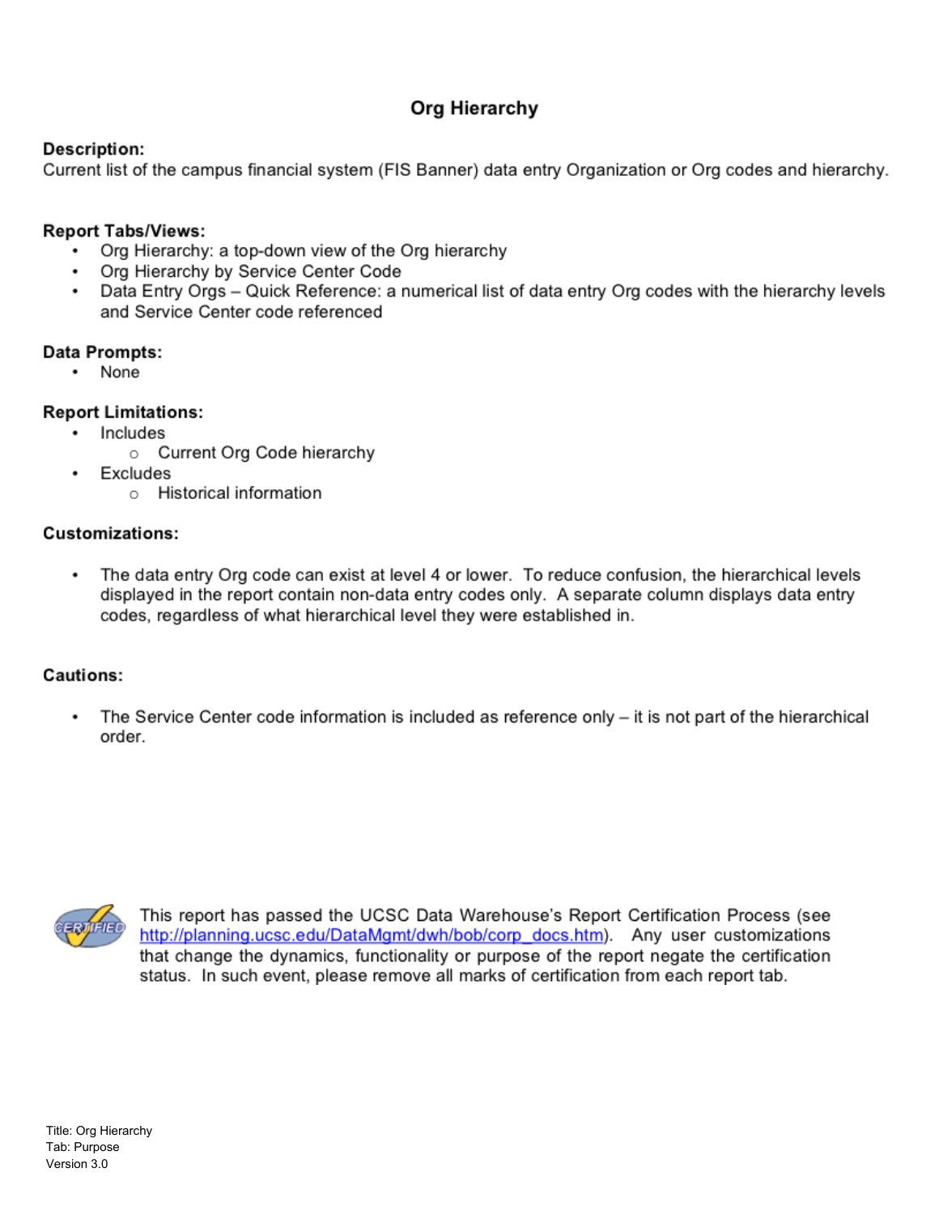# Org Hierarchy

**Description:**
Current list of the campus financial system (FIS Banner) data entry Organization or Org codes and hierarchy.

**Report Tabs/Views:**

- Org Hierarchy: a top-down view of the Org hierarchy
- Org Hierarchy by Service Center Code
- Data Entry Orgs – Quick Reference: a numerical list of data entry Org codes with the hierarchy levels and Service Center code referenced

**Data Prompts:**

- None

**Report Limitations:**

- Includes
  - Current Org Code hierarchy
- Excludes
  - Historical information

**Customizations:**

- The data entry Org code can exist at level 4 or lower. To reduce confusion, the hierarchical levels displayed in the report contain non-data entry codes only. A separate column displays data entry codes, regardless of what hierarchical level they were established in.

**Cautions:**

- The Service Center code information is included as reference only – it is not part of the hierarchical order.

This report has passed the UCSC Data Warehouse's Report Certification Process (see http://planning.ucsc.edu/DataMgmt/dwh/bob/corp_docs.htm). Any user customizations that change the dynamics, functionality or purpose of the report negate the certification status. In such event, please remove all marks of certification from each report tab.

Title: Org Hierarchy
Tab: Purpose
Version 3.0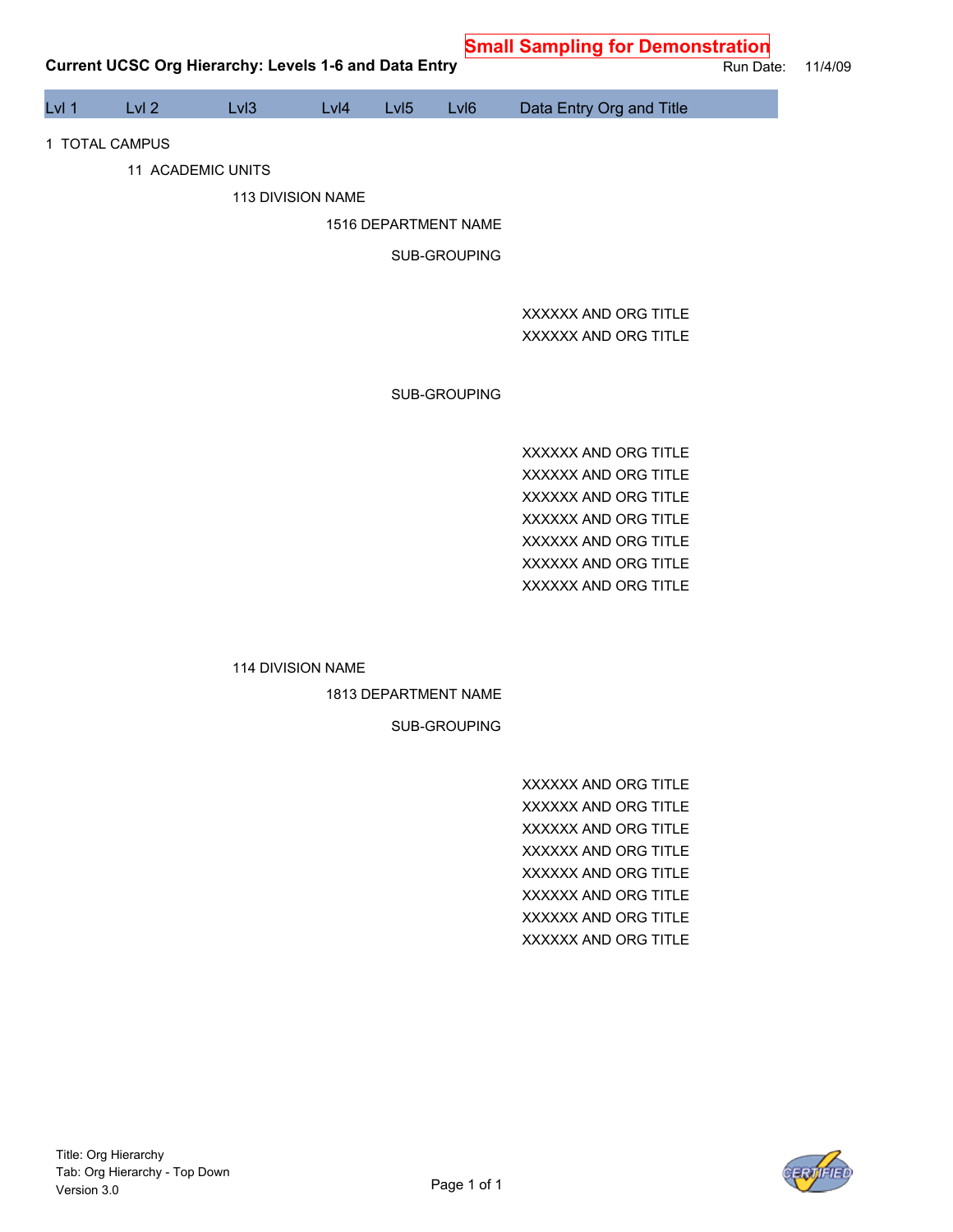**Small Sampling for Demonstration**

## Current UCSC Org Hierarchy: Levels 1-6 and Data Entry

Run Date: 11/4/09

| Lvl 1 | Lvl 2 | Lvl3 | Lvl4 | Lvl5 | Lvl6 | Data Entry Org and Title |
|---|---|---|---|---|---|---|
| 1 TOTAL CAMPUS | | | | | | |
| | 11 ACADEMIC UNITS | | | | | |
| | | 113 DIVISION NAME | | | | |
| | | | 1516 DEPARTMENT NAME | | | |
| | | | | SUB-GROUPING | | |
| | | | | | | XXXXXX AND ORG TITLE |
| | | | | | | XXXXXX AND ORG TITLE |
| | | | | SUB-GROUPING | | |
| | | | | | | XXXXXX AND ORG TITLE |
| | | | | | | XXXXXX AND ORG TITLE |
| | | | | | | XXXXXX AND ORG TITLE |
| | | | | | | XXXXXX AND ORG TITLE |
| | | | | | | XXXXXX AND ORG TITLE |
| | | | | | | XXXXXX AND ORG TITLE |
| | | | | | | XXXXXX AND ORG TITLE |
| | | 114 DIVISION NAME | | | | |
| | | | 1813 DEPARTMENT NAME | | | |
| | | | | SUB-GROUPING | | |
| | | | | | | XXXXXX AND ORG TITLE |
| | | | | | | XXXXXX AND ORG TITLE |
| | | | | | | XXXXXX AND ORG TITLE |
| | | | | | | XXXXXX AND ORG TITLE |
| | | | | | | XXXXXX AND ORG TITLE |
| | | | | | | XXXXXX AND ORG TITLE |
| | | | | | | XXXXXX AND ORG TITLE |
| | | | | | | XXXXXX AND ORG TITLE |

Title: Org Hierarchy
Tab: Org Hierarchy - Top Down
Version 3.0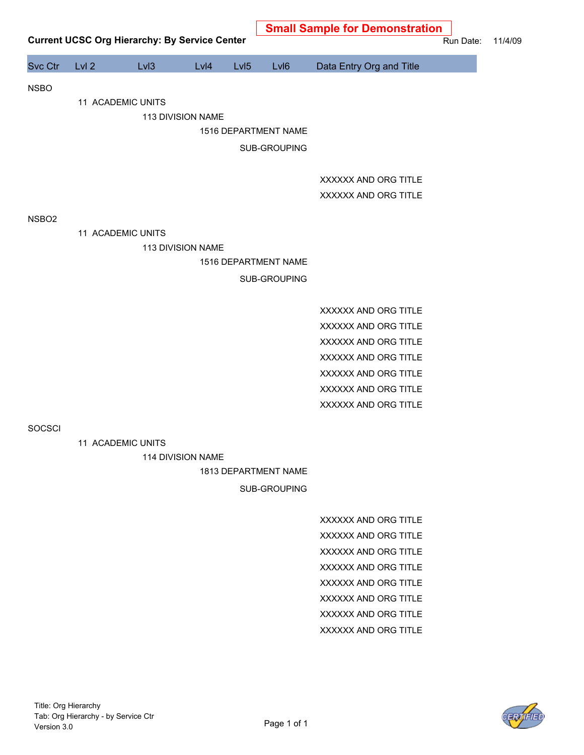**Small Sample for Demonstration**

## Current UCSC Org Hierarchy: By Service Center

Run Date: 11/4/09

| Svc Ctr | Lvl 2 | Lvl3 | Lvl4 | Lvl5 | Lvl6 | Data Entry Org and Title |
|---|---|---|---|---|---|---|
| NSBO | | | | | | |
| | 11 ACADEMIC UNITS | | | | | |
| | | 113 DIVISION NAME | | | | |
| | | | 1516 DEPARTMENT NAME | | | |
| | | | | SUB-GROUPING | | |
| | | | | | | XXXXXX AND ORG TITLE |
| | | | | | | XXXXXX AND ORG TITLE |
| NSBO2 | | | | | | |
| | 11 ACADEMIC UNITS | | | | | |
| | | 113 DIVISION NAME | | | | |
| | | | 1516 DEPARTMENT NAME | | | |
| | | | | SUB-GROUPING | | |
| | | | | | | XXXXXX AND ORG TITLE |
| | | | | | | XXXXXX AND ORG TITLE |
| | | | | | | XXXXXX AND ORG TITLE |
| | | | | | | XXXXXX AND ORG TITLE |
| | | | | | | XXXXXX AND ORG TITLE |
| | | | | | | XXXXXX AND ORG TITLE |
| | | | | | | XXXXXX AND ORG TITLE |
| SOCSCI | | | | | | |
| | 11 ACADEMIC UNITS | | | | | |
| | | 114 DIVISION NAME | | | | |
| | | | 1813 DEPARTMENT NAME | | | |
| | | | | SUB-GROUPING | | |
| | | | | | | XXXXXX AND ORG TITLE |
| | | | | | | XXXXXX AND ORG TITLE |
| | | | | | | XXXXXX AND ORG TITLE |
| | | | | | | XXXXXX AND ORG TITLE |
| | | | | | | XXXXXX AND ORG TITLE |
| | | | | | | XXXXXX AND ORG TITLE |
| | | | | | | XXXXXX AND ORG TITLE |
| | | | | | | XXXXXX AND ORG TITLE |

Title: Org Hierarchy
Tab: Org Hierarchy - by Service Ctr
Version 3.0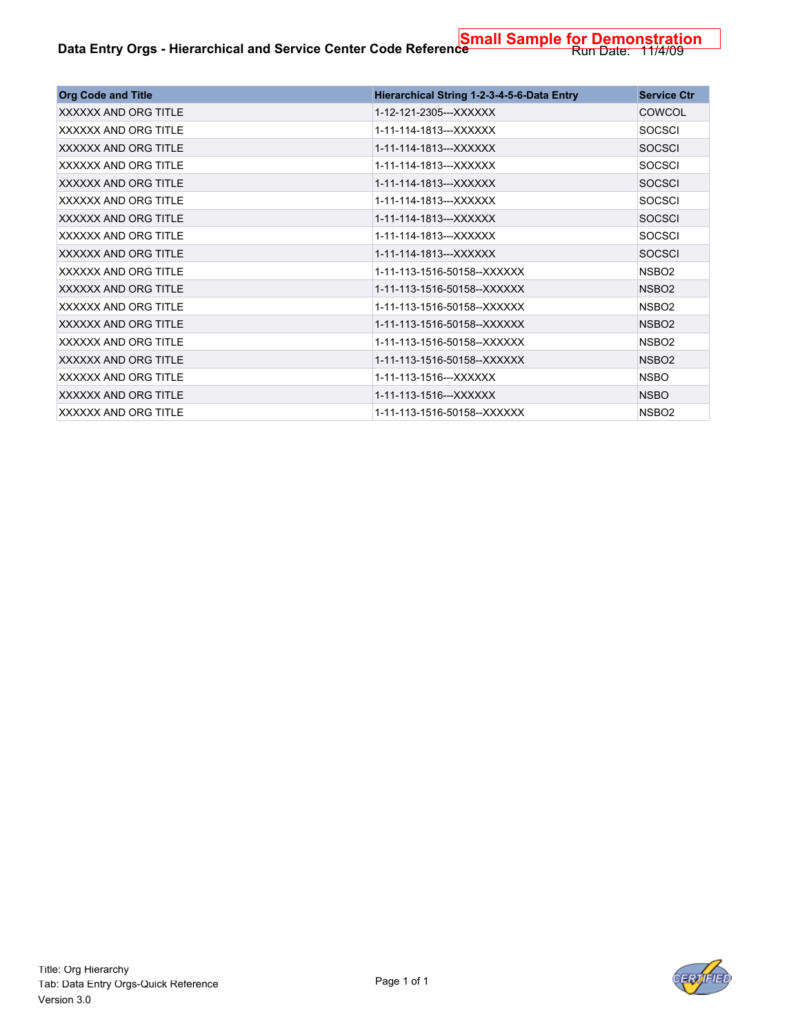**Data Entry Orgs - Hierarchical and Service Center Code Reference**

Small Sample for Demonstration

Run Date: 11/4/09

| Org Code and Title | Hierarchical String 1-2-3-4-5-6-Data Entry | Service Ctr |
|---|---|---|
| XXXXXX AND ORG TITLE | 1-12-121-2305---XXXXXX | COWCOL |
| XXXXXX AND ORG TITLE | 1-11-114-1813---XXXXXX | SOCSCI |
| XXXXXX AND ORG TITLE | 1-11-114-1813---XXXXXX | SOCSCI |
| XXXXXX AND ORG TITLE | 1-11-114-1813---XXXXXX | SOCSCI |
| XXXXXX AND ORG TITLE | 1-11-114-1813---XXXXXX | SOCSCI |
| XXXXXX AND ORG TITLE | 1-11-114-1813---XXXXXX | SOCSCI |
| XXXXXX AND ORG TITLE | 1-11-114-1813---XXXXXX | SOCSCI |
| XXXXXX AND ORG TITLE | 1-11-114-1813---XXXXXX | SOCSCI |
| XXXXXX AND ORG TITLE | 1-11-114-1813---XXXXXX | SOCSCI |
| XXXXXX AND ORG TITLE | 1-11-113-1516-50158--XXXXXX | NSBO2 |
| XXXXXX AND ORG TITLE | 1-11-113-1516-50158--XXXXXX | NSBO2 |
| XXXXXX AND ORG TITLE | 1-11-113-1516-50158--XXXXXX | NSBO2 |
| XXXXXX AND ORG TITLE | 1-11-113-1516-50158--XXXXXX | NSBO2 |
| XXXXXX AND ORG TITLE | 1-11-113-1516-50158--XXXXXX | NSBO2 |
| XXXXXX AND ORG TITLE | 1-11-113-1516-50158--XXXXXX | NSBO2 |
| XXXXXX AND ORG TITLE | 1-11-113-1516---XXXXXX | NSBO |
| XXXXXX AND ORG TITLE | 1-11-113-1516---XXXXXX | NSBO |
| XXXXXX AND ORG TITLE | 1-11-113-1516-50158--XXXXXX | NSBO2 |

Title: Org Hierarchy
Tab: Data Entry Orgs-Quick Reference
Version 3.0